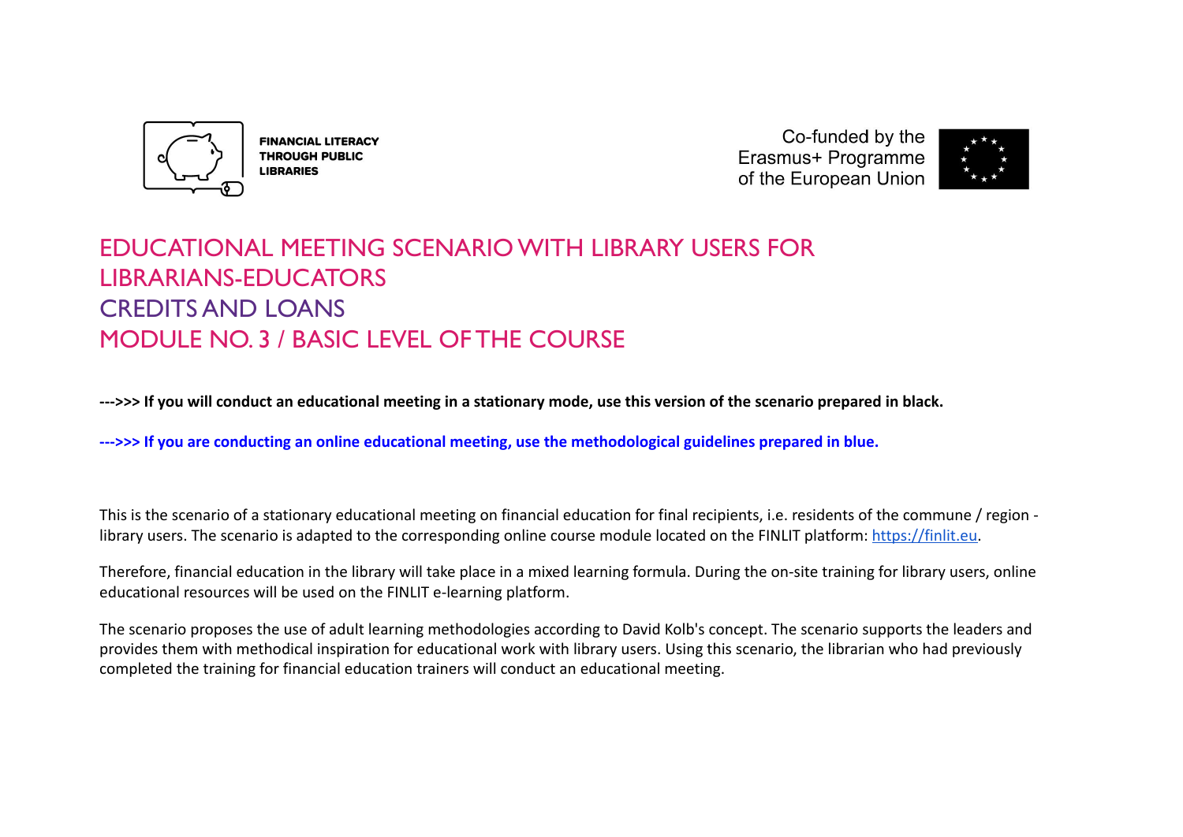FINANCIAL LITERACY THROUGH PUBLIC LIBRARIES

Co-funded by the Erasmus+ Programme of the European Union

# EDUCATIONAL MEETING SCENARIO WITH LIBRARY USERS FOR LIBRARIANS-EDUCATORS

# CREDITS AND LOANS

# MODULE NO. 3 / BASIC LEVEL OF THE COURSE

**--->>> If you will conduct an educational meeting in a stationary mode, use this version of the scenario prepared in black.**

**--->>> If you are conducting an online educational meeting, use the methodological guidelines prepared in blue.**

This is the scenario of a stationary educational meeting on financial education for final recipients, i.e. residents of the commune / region - library users. The scenario is adapted to the corresponding online course module located on the FINLIT platform: https://finlit.eu.

Therefore, financial education in the library will take place in a mixed learning formula. During the on-site training for library users, online educational resources will be used on the FINLIT e-learning platform.

The scenario proposes the use of adult learning methodologies according to David Kolb's concept. The scenario supports the leaders and provides them with methodical inspiration for educational work with library users. Using this scenario, the librarian who had previously completed the training for financial education trainers will conduct an educational meeting.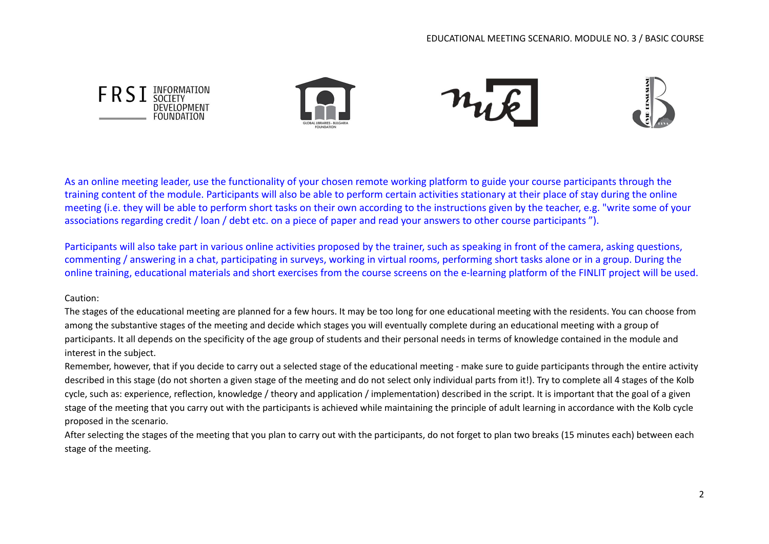As an online meeting leader, use the functionality of your chosen remote working platform to guide your course participants through the training content of the module. Participants will also be able to perform certain activities stationary at their place of stay during the online meeting (i.e. they will be able to perform short tasks on their own according to the instructions given by the teacher, e.g. "write some of your associations regarding credit / loan / debt etc. on a piece of paper and read your answers to other course participants ").

Participants will also take part in various online activities proposed by the trainer, such as speaking in front of the camera, asking questions, commenting / answering in a chat, participating in surveys, working in virtual rooms, performing short tasks alone or in a group. During the online training, educational materials and short exercises from the course screens on the e-learning platform of the FINLIT project will be used.

Caution:

The stages of the educational meeting are planned for a few hours. It may be too long for one educational meeting with the residents. You can choose from among the substantive stages of the meeting and decide which stages you will eventually complete during an educational meeting with a group of participants. It all depends on the specificity of the age group of students and their personal needs in terms of knowledge contained in the module and interest in the subject.

Remember, however, that if you decide to carry out a selected stage of the educational meeting - make sure to guide participants through the entire activity described in this stage (do not shorten a given stage of the meeting and do not select only individual parts from it!). Try to complete all 4 stages of the Kolb cycle, such as: experience, reflection, knowledge / theory and application / implementation) described in the script. It is important that the goal of a given stage of the meeting that you carry out with the participants is achieved while maintaining the principle of adult learning in accordance with the Kolb cycle proposed in the scenario.

After selecting the stages of the meeting that you plan to carry out with the participants, do not forget to plan two breaks (15 minutes each) between each stage of the meeting.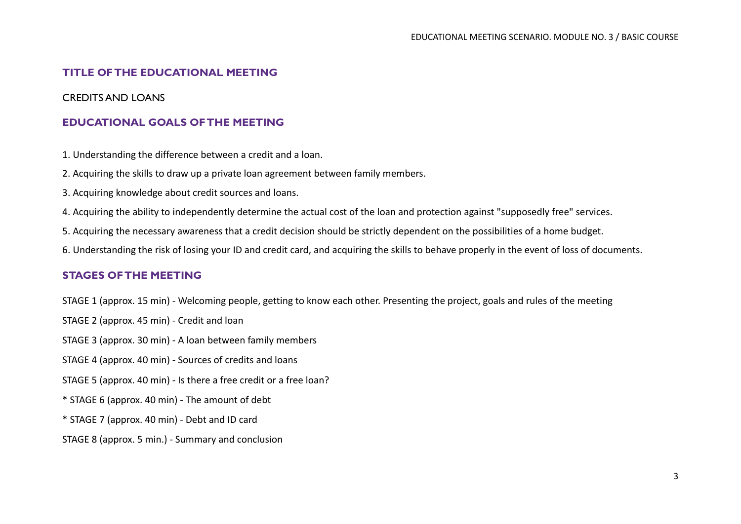## TITLE OF THE EDUCATIONAL MEETING

CREDITS AND LOANS

## EDUCATIONAL GOALS OF THE MEETING

1. Understanding the difference between a credit and a loan.
2. Acquiring the skills to draw up a private loan agreement between family members.
3. Acquiring knowledge about credit sources and loans.
4. Acquiring the ability to independently determine the actual cost of the loan and protection against "supposedly free" services.
5. Acquiring the necessary awareness that a credit decision should be strictly dependent on the possibilities of a home budget.
6. Understanding the risk of losing your ID and credit card, and acquiring the skills to behave properly in the event of loss of documents.

## STAGES OF THE MEETING

STAGE 1 (approx. 15 min) - Welcoming people, getting to know each other. Presenting the project, goals and rules of the meeting

STAGE 2 (approx. 45 min) - Credit and loan

STAGE 3 (approx. 30 min) - A loan between family members

STAGE 4 (approx. 40 min) - Sources of credits and loans

STAGE 5 (approx. 40 min) - Is there a free credit or a free loan?

* STAGE 6 (approx. 40 min) - The amount of debt

* STAGE 7 (approx. 40 min) - Debt and ID card

STAGE 8 (approx. 5 min.) - Summary and conclusion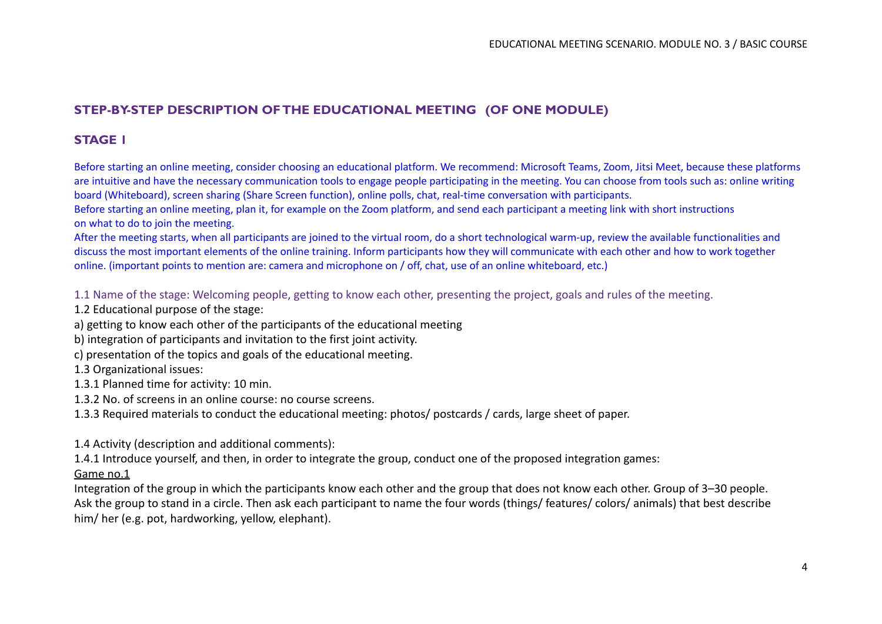## STEP-BY-STEP DESCRIPTION OF THE EDUCATIONAL MEETING (OF ONE MODULE)

### STAGE I

Before starting an online meeting, consider choosing an educational platform. We recommend: Microsoft Teams, Zoom, Jitsi Meet, because these platforms are intuitive and have the necessary communication tools to engage people participating in the meeting. You can choose from tools such as: online writing board (Whiteboard), screen sharing (Share Screen function), online polls, chat, real-time conversation with participants.
Before starting an online meeting, plan it, for example on the Zoom platform, and send each participant a meeting link with short instructions on what to do to join the meeting.
After the meeting starts, when all participants are joined to the virtual room, do a short technological warm-up, review the available functionalities and discuss the most important elements of the online training. Inform participants how they will communicate with each other and how to work together online. (important points to mention are: camera and microphone on / off, chat, use of an online whiteboard, etc.)

1.1 Name of the stage: Welcoming people, getting to know each other, presenting the project, goals and rules of the meeting.

1.2 Educational purpose of the stage:

a) getting to know each other of the participants of the educational meeting

b) integration of participants and invitation to the first joint activity.

c) presentation of the topics and goals of the educational meeting.

1.3 Organizational issues:

1.3.1 Planned time for activity: 10 min.

1.3.2 No. of screens in an online course: no course screens.

1.3.3 Required materials to conduct the educational meeting: photos/ postcards / cards, large sheet of paper.

1.4 Activity (description and additional comments):

1.4.1 Introduce yourself, and then, in order to integrate the group, conduct one of the proposed integration games:

<u>Game no.1</u>

Integration of the group in which the participants know each other and the group that does not know each other. Group of 3–30 people. Ask the group to stand in a circle. Then ask each participant to name the four words (things/ features/ colors/ animals) that best describe him/ her (e.g. pot, hardworking, yellow, elephant).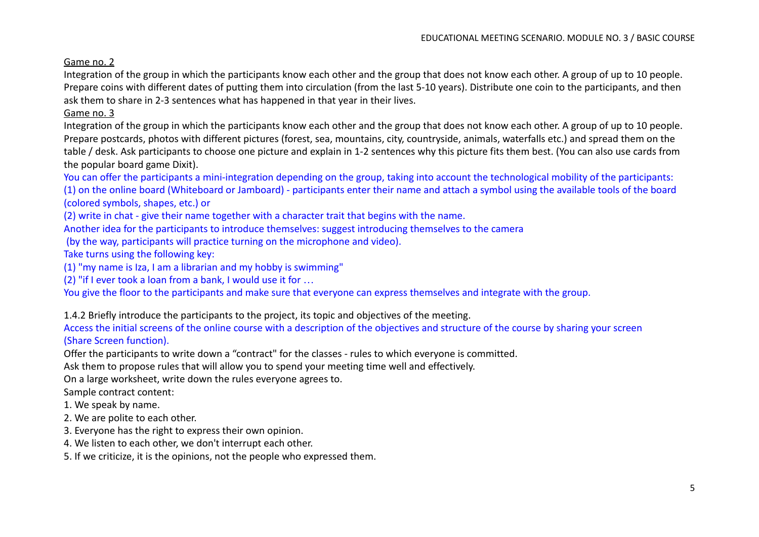Game no. 2

Integration of the group in which the participants know each other and the group that does not know each other. A group of up to 10 people. Prepare coins with different dates of putting them into circulation (from the last 5-10 years). Distribute one coin to the participants, and then ask them to share in 2-3 sentences what has happened in that year in their lives.

Game no. 3

Integration of the group in which the participants know each other and the group that does not know each other. A group of up to 10 people. Prepare postcards, photos with different pictures (forest, sea, mountains, city, countryside, animals, waterfalls etc.) and spread them on the table / desk. Ask participants to choose one picture and explain in 1-2 sentences why this picture fits them best. (You can also use cards from the popular board game Dixit).

You can offer the participants a mini-integration depending on the group, taking into account the technological mobility of the participants:
(1) on the online board (Whiteboard or Jamboard) - participants enter their name and attach a symbol using the available tools of the board (colored symbols, shapes, etc.) or
(2) write in chat - give their name together with a character trait that begins with the name.

Another idea for the participants to introduce themselves: suggest introducing themselves to the camera
(by the way, participants will practice turning on the microphone and video).

Take turns using the following key:
(1) "my name is Iza, I am a librarian and my hobby is swimming"
(2) "if I ever took a loan from a bank, I would use it for …

You give the floor to the participants and make sure that everyone can express themselves and integrate with the group.

1.4.2 Briefly introduce the participants to the project, its topic and objectives of the meeting.

Access the initial screens of the online course with a description of the objectives and structure of the course by sharing your screen (Share Screen function).

Offer the participants to write down a "contract" for the classes - rules to which everyone is committed.

Ask them to propose rules that will allow you to spend your meeting time well and effectively.

On a large worksheet, write down the rules everyone agrees to.

Sample contract content:

1. We speak by name.
2. We are polite to each other.
3. Everyone has the right to express their own opinion.
4. We listen to each other, we don't interrupt each other.
5. If we criticize, it is the opinions, not the people who expressed them.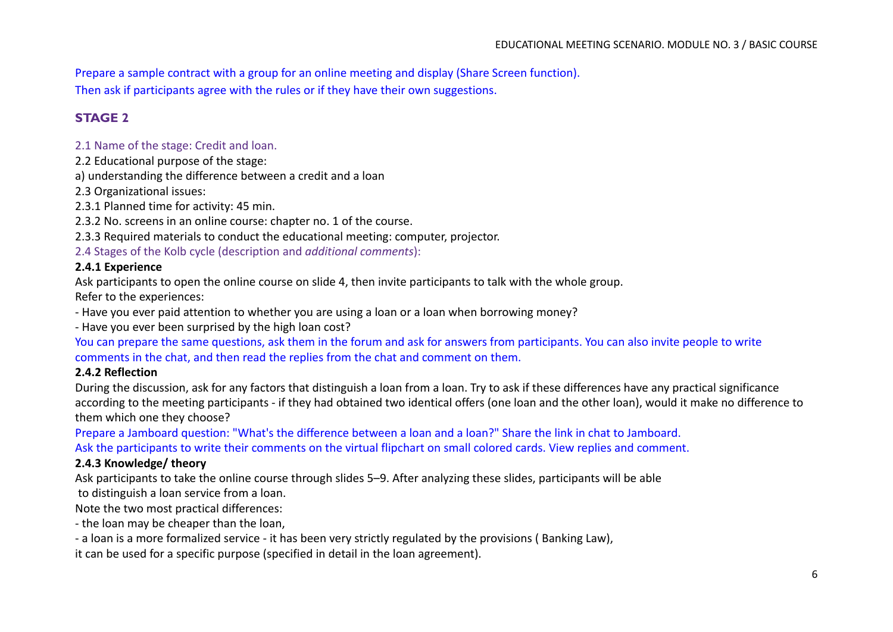Prepare a sample contract with a group for an online meeting and display (Share Screen function).
Then ask if participants agree with the rules or if they have their own suggestions.

## STAGE 2

2.1 Name of the stage: Credit and loan.

2.2 Educational purpose of the stage:

a) understanding the difference between a credit and a loan

2.3 Organizational issues:

2.3.1 Planned time for activity: 45 min.

2.3.2 No. screens in an online course: chapter no. 1 of the course.

2.3.3 Required materials to conduct the educational meeting: computer, projector.

2.4 Stages of the Kolb cycle (description and *additional comments*):

**2.4.1 Experience**

Ask participants to open the online course on slide 4, then invite participants to talk with the whole group.
Refer to the experiences:

- Have you ever paid attention to whether you are using a loan or a loan when borrowing money?
- Have you ever been surprised by the high loan cost?

You can prepare the same questions, ask them in the forum and ask for answers from participants. You can also invite people to write comments in the chat, and then read the replies from the chat and comment on them.

**2.4.2 Reflection**

During the discussion, ask for any factors that distinguish a loan from a loan. Try to ask if these differences have any practical significance according to the meeting participants - if they had obtained two identical offers (one loan and the other loan), would it make no difference to them which one they choose?

Prepare a Jamboard question: "What's the difference between a loan and a loan?" Share the link in chat to Jamboard.
Ask the participants to write their comments on the virtual flipchart on small colored cards. View replies and comment.

**2.4.3 Knowledge/ theory**

Ask participants to take the online course through slides 5–9. After analyzing these slides, participants will be able to distinguish a loan service from a loan.

Note the two most practical differences:

- the loan may be cheaper than the loan,
- a loan is a more formalized service - it has been very strictly regulated by the provisions ( Banking Law),

it can be used for a specific purpose (specified in detail in the loan agreement).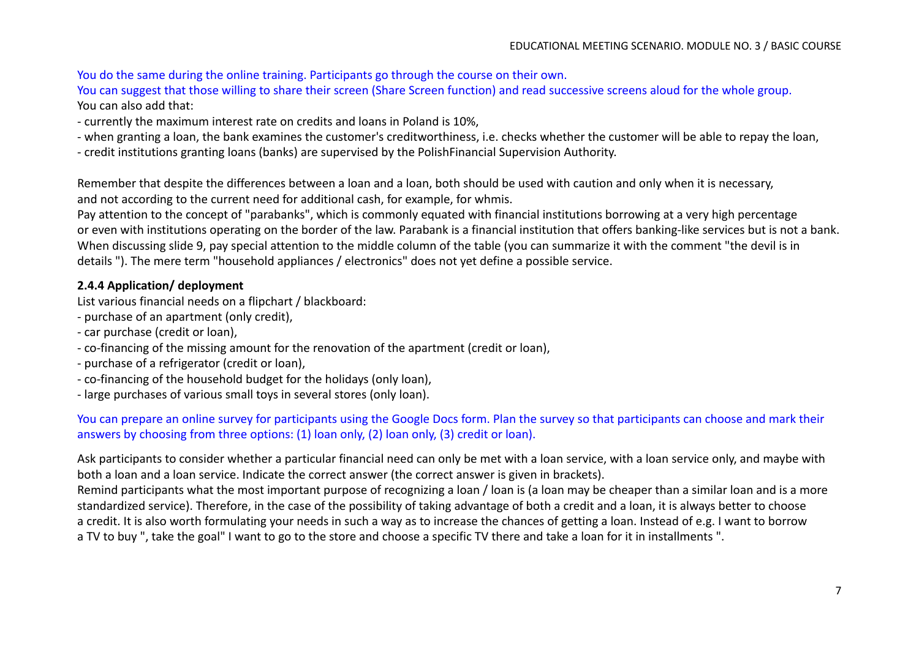You do the same during the online training. Participants go through the course on their own.
You can suggest that those willing to share their screen (Share Screen function) and read successive screens aloud for the whole group.
You can also add that:

- currently the maximum interest rate on credits and loans in Poland is 10%,
- when granting a loan, the bank examines the customer's creditworthiness, i.e. checks whether the customer will be able to repay the loan,
- credit institutions granting loans (banks) are supervised by the PolishFinancial Supervision Authority.

Remember that despite the differences between a loan and a loan, both should be used with caution and only when it is necessary, and not according to the current need for additional cash, for example, for whmis.
Pay attention to the concept of "parabanks", which is commonly equated with financial institutions borrowing at a very high percentage or even with institutions operating on the border of the law. Parabank is a financial institution that offers banking-like services but is not a bank.
When discussing slide 9, pay special attention to the middle column of the table (you can summarize it with the comment "the devil is in details "). The mere term "household appliances / electronics" does not yet define a possible service.

**2.4.4 Application/ deployment**

List various financial needs on a flipchart / blackboard:

- purchase of an apartment (only credit),
- car purchase (credit or loan),
- co-financing of the missing amount for the renovation of the apartment (credit or loan),
- purchase of a refrigerator (credit or loan),
- co-financing of the household budget for the holidays (only loan),
- large purchases of various small toys in several stores (only loan).

You can prepare an online survey for participants using the Google Docs form. Plan the survey so that participants can choose and mark their answers by choosing from three options: (1) loan only, (2) loan only, (3) credit or loan).

Ask participants to consider whether a particular financial need can only be met with a loan service, with a loan service only, and maybe with both a loan and a loan service. Indicate the correct answer (the correct answer is given in brackets).
Remind participants what the most important purpose of recognizing a loan / loan is (a loan may be cheaper than a similar loan and is a more standardized service). Therefore, in the case of the possibility of taking advantage of both a credit and a loan, it is always better to choose a credit. It is also worth formulating your needs in such a way as to increase the chances of getting a loan. Instead of e.g. I want to borrow a TV to buy ", take the goal" I want to go to the store and choose a specific TV there and take a loan for it in installments ".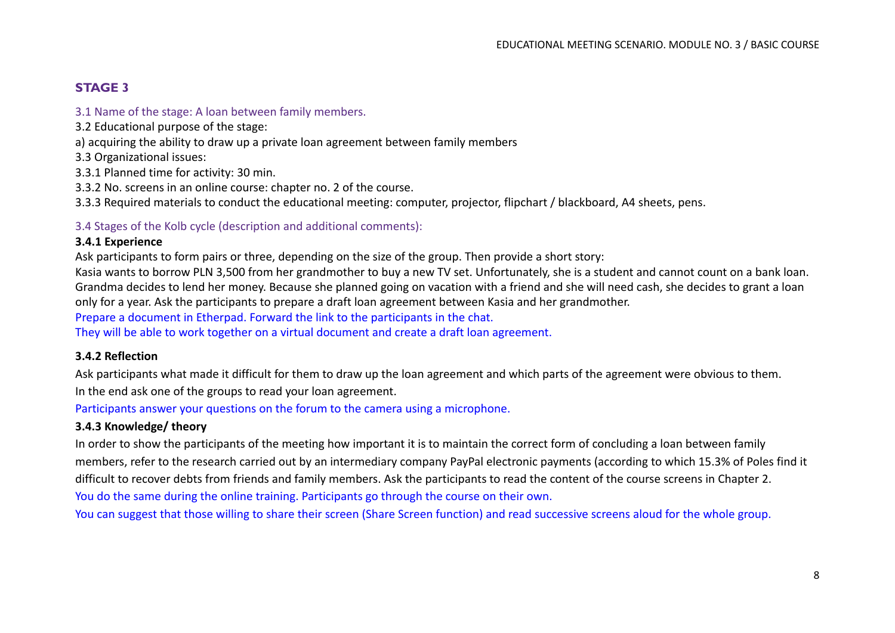## STAGE 3

3.1 Name of the stage: A loan between family members.

3.2 Educational purpose of the stage:

a) acquiring the ability to draw up a private loan agreement between family members

3.3 Organizational issues:

3.3.1 Planned time for activity: 30 min.

3.3.2 No. screens in an online course: chapter no. 2 of the course.

3.3.3 Required materials to conduct the educational meeting: computer, projector, flipchart / blackboard, A4 sheets, pens.

3.4 Stages of the Kolb cycle (description and additional comments):

**3.4.1 Experience**

Ask participants to form pairs or three, depending on the size of the group. Then provide a short story:

Kasia wants to borrow PLN 3,500 from her grandmother to buy a new TV set. Unfortunately, she is a student and cannot count on a bank loan. Grandma decides to lend her money. Because she planned going on vacation with a friend and she will need cash, she decides to grant a loan only for a year. Ask the participants to prepare a draft loan agreement between Kasia and her grandmother.

Prepare a document in Etherpad. Forward the link to the participants in the chat.

They will be able to work together on a virtual document and create a draft loan agreement.

**3.4.2 Reflection**

Ask participants what made it difficult for them to draw up the loan agreement and which parts of the agreement were obvious to them.

In the end ask one of the groups to read your loan agreement.

Participants answer your questions on the forum to the camera using a microphone.

**3.4.3 Knowledge/ theory**

In order to show the participants of the meeting how important it is to maintain the correct form of concluding a loan between family members, refer to the research carried out by an intermediary company PayPal electronic payments (according to which 15.3% of Poles find it difficult to recover debts from friends and family members. Ask the participants to read the content of the course screens in Chapter 2.

You do the same during the online training. Participants go through the course on their own.

You can suggest that those willing to share their screen (Share Screen function) and read successive screens aloud for the whole group.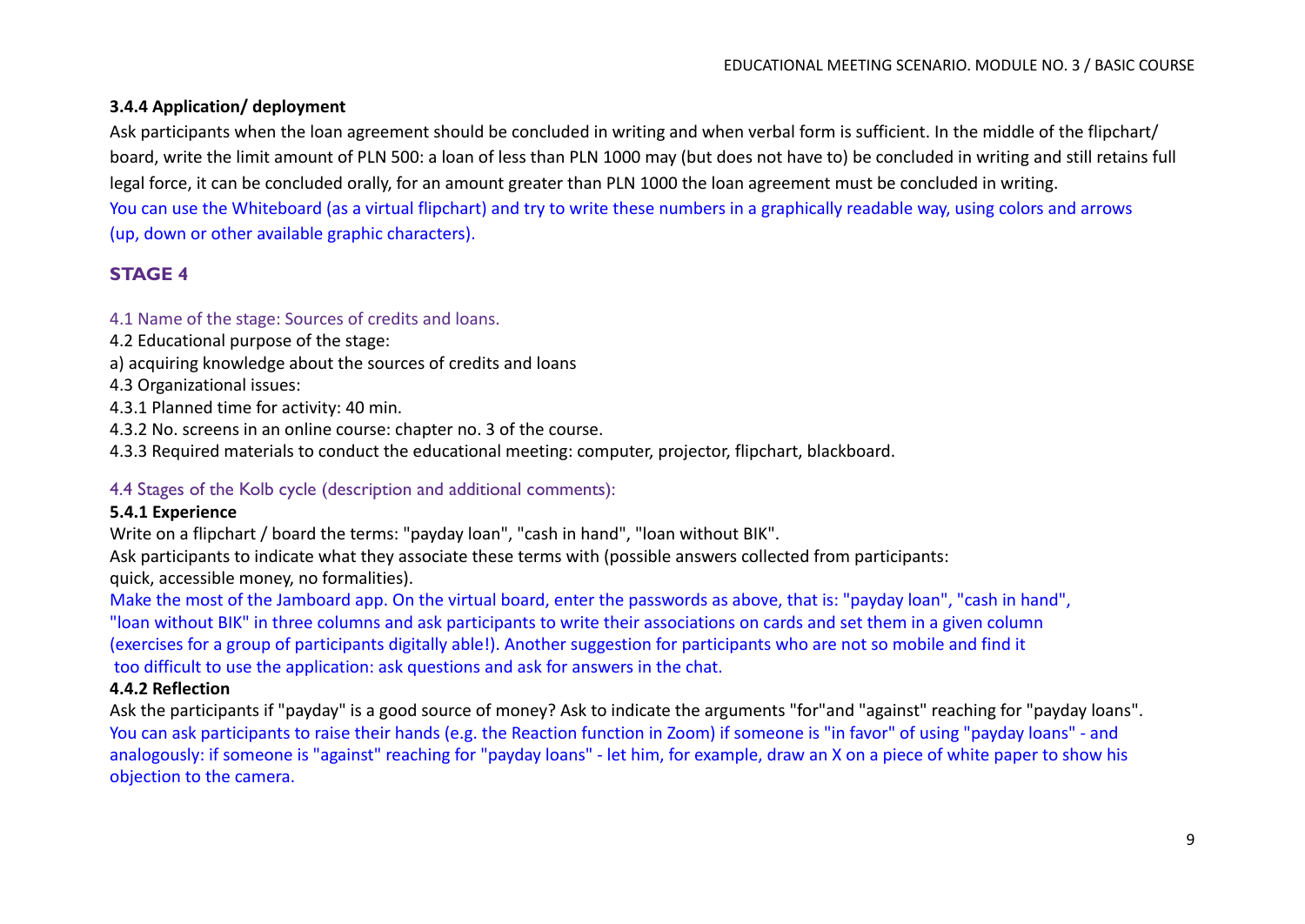### 3.4.4 Application/ deployment

Ask participants when the loan agreement should be concluded in writing and when verbal form is sufficient. In the middle of the flipchart/ board, write the limit amount of PLN 500: a loan of less than PLN 1000 may (but does not have to) be concluded in writing and still retains full legal force, it can be concluded orally, for an amount greater than PLN 1000 the loan agreement must be concluded in writing.

You can use the Whiteboard (as a virtual flipchart) and try to write these numbers in a graphically readable way, using colors and arrows (up, down or other available graphic characters).

## STAGE 4

4.1 Name of the stage: Sources of credits and loans.

4.2 Educational purpose of the stage:

a) acquiring knowledge about the sources of credits and loans

4.3 Organizational issues:

4.3.1 Planned time for activity: 40 min.

4.3.2 No. screens in an online course: chapter no. 3 of the course.

4.3.3 Required materials to conduct the educational meeting: computer, projector, flipchart, blackboard.

4.4 Stages of the Kolb cycle (description and additional comments):

### 5.4.1 Experience

Write on a flipchart / board the terms: "payday loan", "cash in hand", "loan without BIK".

Ask participants to indicate what they associate these terms with (possible answers collected from participants: quick, accessible money, no formalities).

Make the most of the Jamboard app. On the virtual board, enter the passwords as above, that is: "payday loan", "cash in hand", "loan without BIK" in three columns and ask participants to write their associations on cards and set them in a given column (exercises for a group of participants digitally able!). Another suggestion for participants who are not so mobile and find it too difficult to use the application: ask questions and ask for answers in the chat.

### 4.4.2 Reflection

Ask the participants if "payday" is a good source of money? Ask to indicate the arguments "for"and "against" reaching for "payday loans".

You can ask participants to raise their hands (e.g. the Reaction function in Zoom) if someone is "in favor" of using "payday loans" - and analogously: if someone is "against" reaching for "payday loans" - let him, for example, draw an X on a piece of white paper to show his objection to the camera.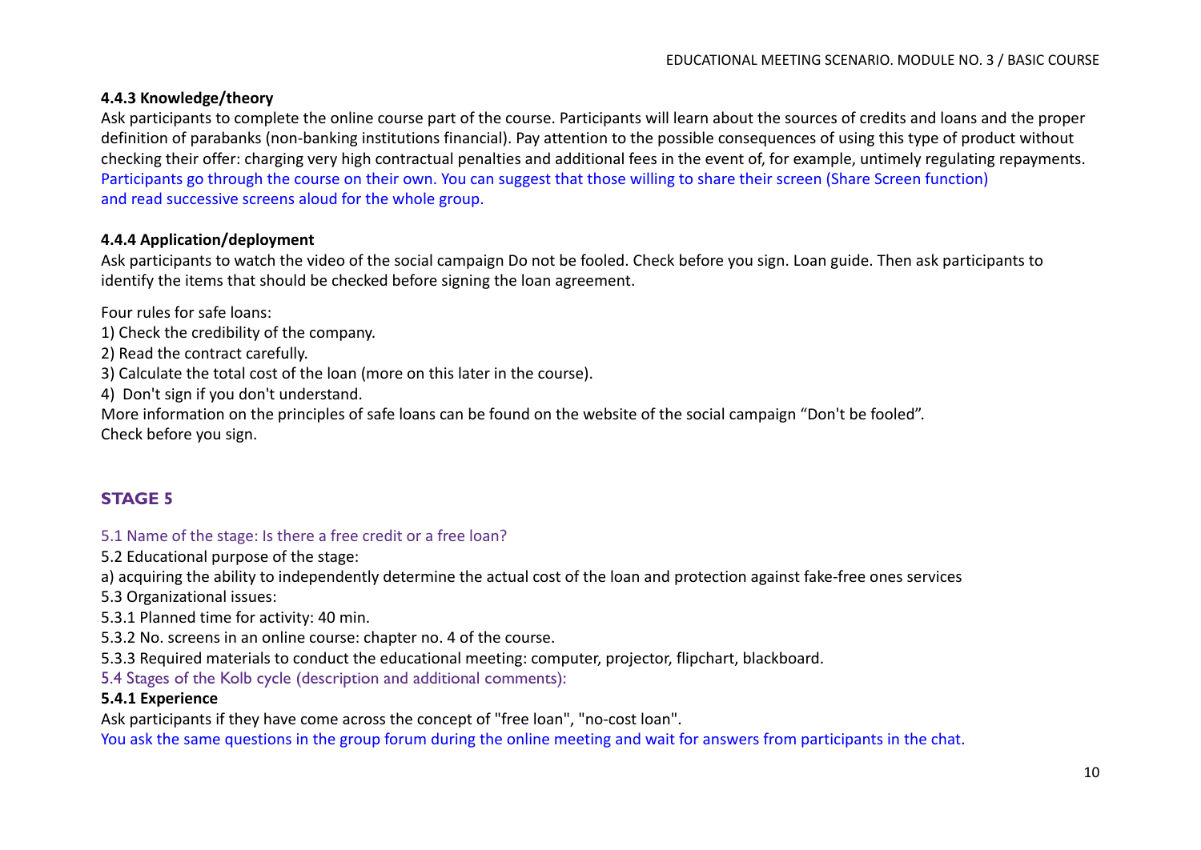#### 4.4.3 Knowledge/theory

Ask participants to complete the online course part of the course. Participants will learn about the sources of credits and loans and the proper definition of parabanks (non-banking institutions financial). Pay attention to the possible consequences of using this type of product without checking their offer: charging very high contractual penalties and additional fees in the event of, for example, untimely regulating repayments. Participants go through the course on their own. You can suggest that those willing to share their screen (Share Screen function) and read successive screens aloud for the whole group.

#### 4.4.4 Application/deployment

Ask participants to watch the video of the social campaign Do not be fooled. Check before you sign. Loan guide. Then ask participants to identify the items that should be checked before signing the loan agreement.

Four rules for safe loans:

1) Check the credibility of the company.
2) Read the contract carefully.
3) Calculate the total cost of the loan (more on this later in the course).
4) Don't sign if you don't understand.

More information on the principles of safe loans can be found on the website of the social campaign “Don't be fooled”. Check before you sign.

## STAGE 5

5.1 Name of the stage: Is there a free credit or a free loan?

5.2 Educational purpose of the stage:

a) acquiring the ability to independently determine the actual cost of the loan and protection against fake-free ones services

5.3 Organizational issues:

5.3.1 Planned time for activity: 40 min.

5.3.2 No. screens in an online course: chapter no. 4 of the course.

5.3.3 Required materials to conduct the educational meeting: computer, projector, flipchart, blackboard.

5.4 Stages of the Kolb cycle (description and additional comments):

#### 5.4.1 Experience

Ask participants if they have come across the concept of "free loan", "no-cost loan".

You ask the same questions in the group forum during the online meeting and wait for answers from participants in the chat.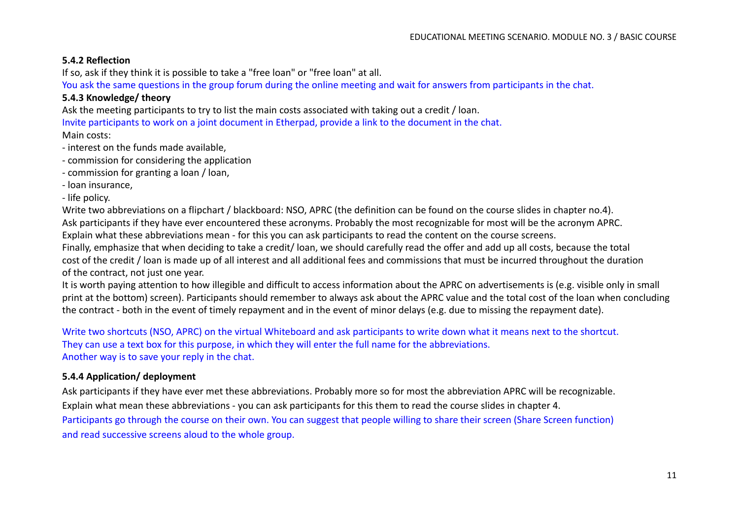### 5.4.2 Reflection

If so, ask if they think it is possible to take a "free loan" or "free loan" at all.

You ask the same questions in the group forum during the online meeting and wait for answers from participants in the chat.

### 5.4.3 Knowledge/ theory

Ask the meeting participants to try to list the main costs associated with taking out a credit / loan.

Invite participants to work on a joint document in Etherpad, provide a link to the document in the chat.

Main costs:

- interest on the funds made available,
- commission for considering the application
- commission for granting a loan / loan,
- loan insurance,
- life policy.

Write two abbreviations on a flipchart / blackboard: NSO, APRC (the definition can be found on the course slides in chapter no.4).

Ask participants if they have ever encountered these acronyms. Probably the most recognizable for most will be the acronym APRC.

Explain what these abbreviations mean - for this you can ask participants to read the content on the course screens.

Finally, emphasize that when deciding to take a credit/ loan, we should carefully read the offer and add up all costs, because the total cost of the credit / loan is made up of all interest and all additional fees and commissions that must be incurred throughout the duration of the contract, not just one year.

It is worth paying attention to how illegible and difficult to access information about the APRC on advertisements is (e.g. visible only in small print at the bottom) screen). Participants should remember to always ask about the APRC value and the total cost of the loan when concluding the contract - both in the event of timely repayment and in the event of minor delays (e.g. due to missing the repayment date).

Write two shortcuts (NSO, APRC) on the virtual Whiteboard and ask participants to write down what it means next to the shortcut. They can use a text box for this purpose, in which they will enter the full name for the abbreviations.
Another way is to save your reply in the chat.

### 5.4.4 Application/ deployment

Ask participants if they have ever met these abbreviations. Probably more so for most the abbreviation APRC will be recognizable.

Explain what mean these abbreviations - you can ask participants for this them to read the course slides in chapter 4.

Participants go through the course on their own. You can suggest that people willing to share their screen (Share Screen function) and read successive screens aloud to the whole group.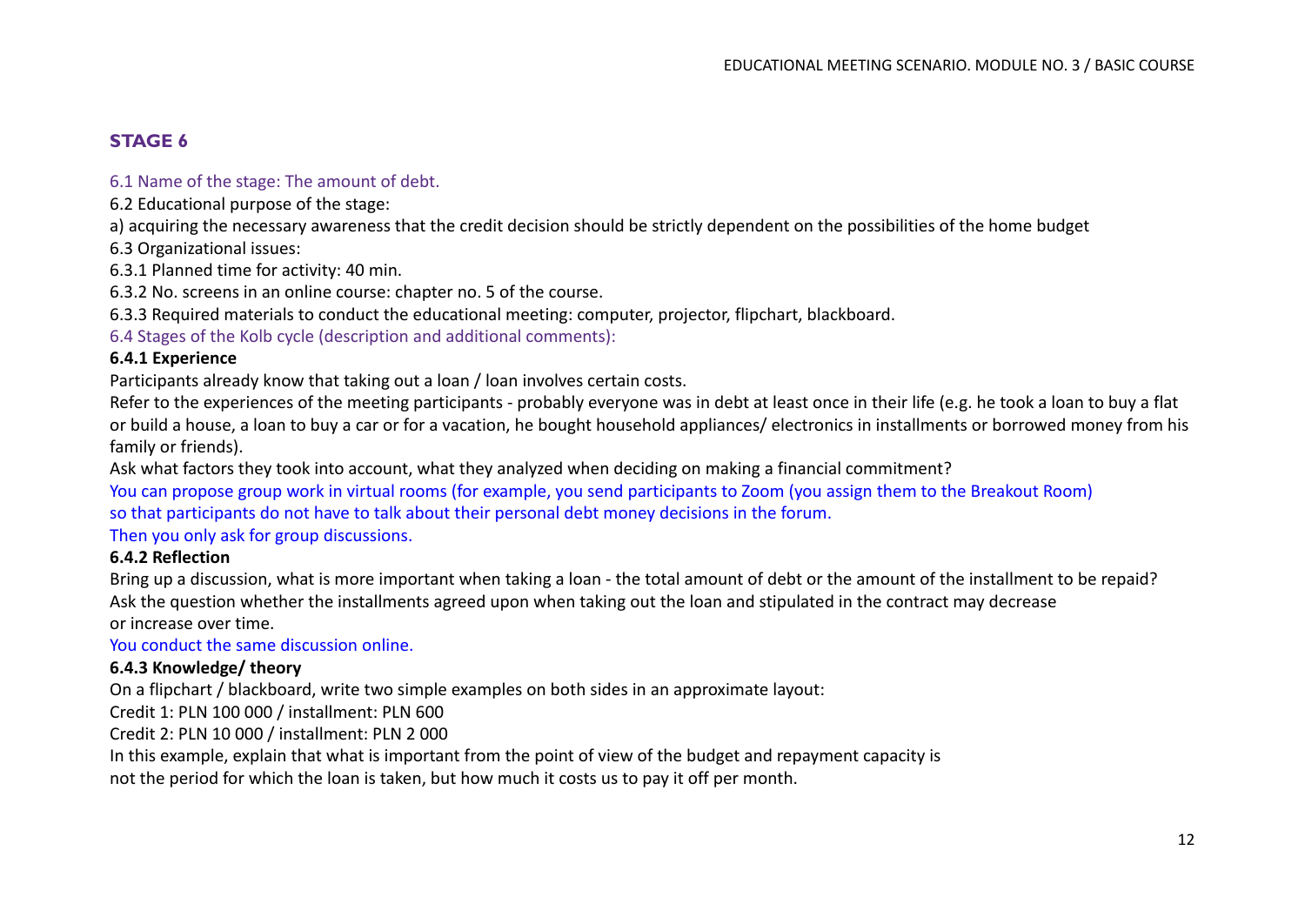## STAGE 6

6.1 Name of the stage: The amount of debt.

6.2 Educational purpose of the stage:

a) acquiring the necessary awareness that the credit decision should be strictly dependent on the possibilities of the home budget

6.3 Organizational issues:

6.3.1 Planned time for activity: 40 min.

6.3.2 No. screens in an online course: chapter no. 5 of the course.

6.3.3 Required materials to conduct the educational meeting: computer, projector, flipchart, blackboard.

6.4 Stages of the Kolb cycle (description and additional comments):

**6.4.1 Experience**

Participants already know that taking out a loan / loan involves certain costs.

Refer to the experiences of the meeting participants - probably everyone was in debt at least once in their life (e.g. he took a loan to buy a flat or build a house, a loan to buy a car or for a vacation, he bought household appliances/ electronics in installments or borrowed money from his family or friends).

Ask what factors they took into account, what they analyzed when deciding on making a financial commitment?

You can propose group work in virtual rooms (for example, you send participants to Zoom (you assign them to the Breakout Room) so that participants do not have to talk about their personal debt money decisions in the forum.

Then you only ask for group discussions.

**6.4.2 Reflection**

Bring up a discussion, what is more important when taking a loan - the total amount of debt or the amount of the installment to be repaid?

Ask the question whether the installments agreed upon when taking out the loan and stipulated in the contract may decrease or increase over time.

You conduct the same discussion online.

**6.4.3 Knowledge/ theory**

On a flipchart / blackboard, write two simple examples on both sides in an approximate layout:

Credit 1: PLN 100 000 / installment: PLN 600

Credit 2: PLN 10 000 / installment: PLN 2 000

In this example, explain that what is important from the point of view of the budget and repayment capacity is not the period for which the loan is taken, but how much it costs us to pay it off per month.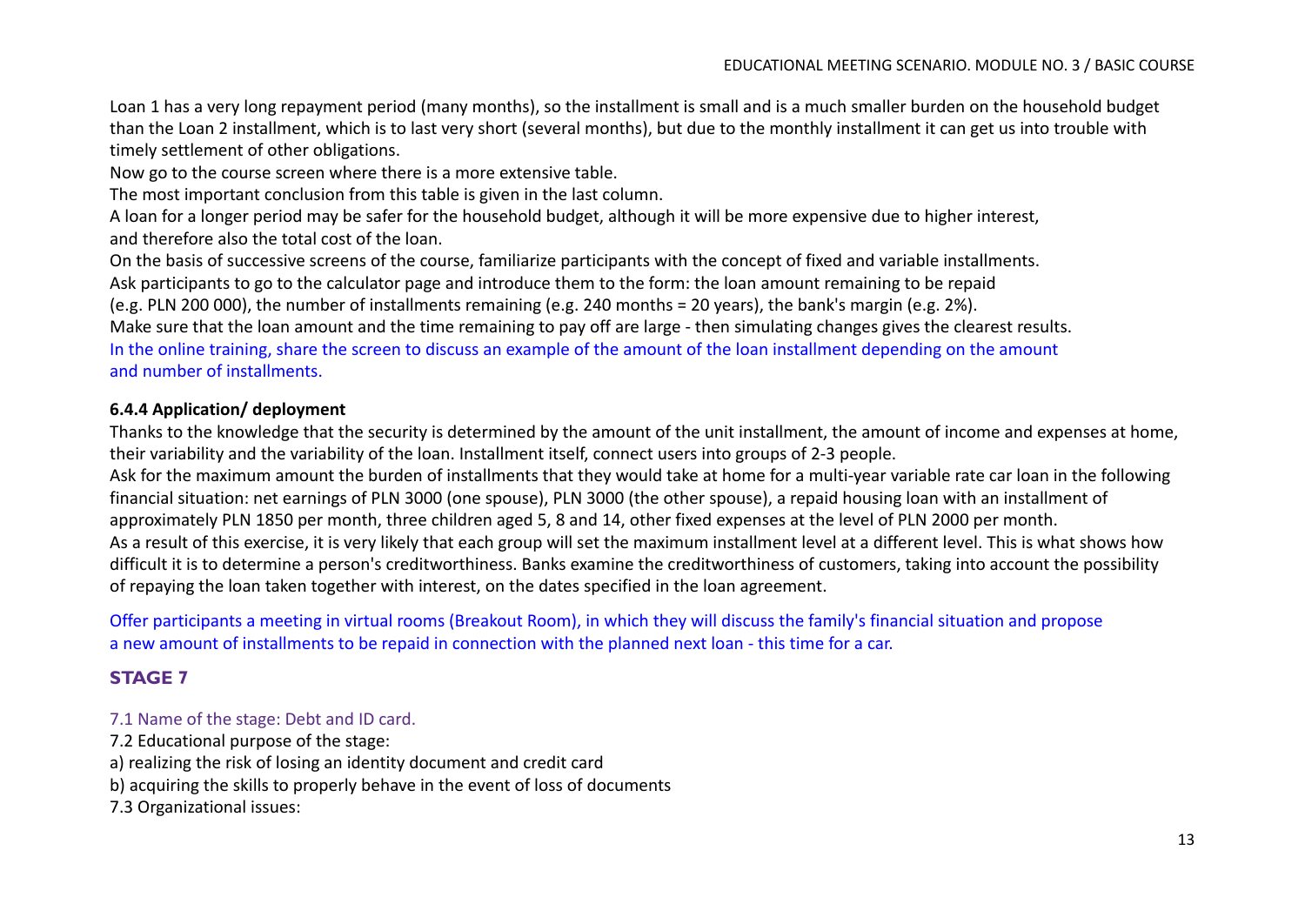Loan 1 has a very long repayment period (many months), so the installment is small and is a much smaller burden on the household budget than the Loan 2 installment, which is to last very short (several months), but due to the monthly installment it can get us into trouble with timely settlement of other obligations.
Now go to the course screen where there is a more extensive table.
The most important conclusion from this table is given in the last column.
A loan for a longer period may be safer for the household budget, although it will be more expensive due to higher interest, and therefore also the total cost of the loan.
On the basis of successive screens of the course, familiarize participants with the concept of fixed and variable installments.
Ask participants to go to the calculator page and introduce them to the form: the loan amount remaining to be repaid (e.g. PLN 200 000), the number of installments remaining (e.g. 240 months = 20 years), the bank's margin (e.g. 2%).
Make sure that the loan amount and the time remaining to pay off are large - then simulating changes gives the clearest results.
In the online training, share the screen to discuss an example of the amount of the loan installment depending on the amount and number of installments.

**6.4.4 Application/ deployment**

Thanks to the knowledge that the security is determined by the amount of the unit installment, the amount of income and expenses at home, their variability and the variability of the loan. Installment itself, connect users into groups of 2-3 people.
Ask for the maximum amount the burden of installments that they would take at home for a multi-year variable rate car loan in the following financial situation: net earnings of PLN 3000 (one spouse), PLN 3000 (the other spouse), a repaid housing loan with an installment of approximately PLN 1850 per month, three children aged 5, 8 and 14, other fixed expenses at the level of PLN 2000 per month.
As a result of this exercise, it is very likely that each group will set the maximum installment level at a different level. This is what shows how difficult it is to determine a person's creditworthiness. Banks examine the creditworthiness of customers, taking into account the possibility of repaying the loan taken together with interest, on the dates specified in the loan agreement.

Offer participants a meeting in virtual rooms (Breakout Room), in which they will discuss the family's financial situation and propose a new amount of installments to be repaid in connection with the planned next loan - this time for a car.

## STAGE 7

7.1 Name of the stage: Debt and ID card.

7.2 Educational purpose of the stage:

a) realizing the risk of losing an identity document and credit card

b) acquiring the skills to properly behave in the event of loss of documents

7.3 Organizational issues: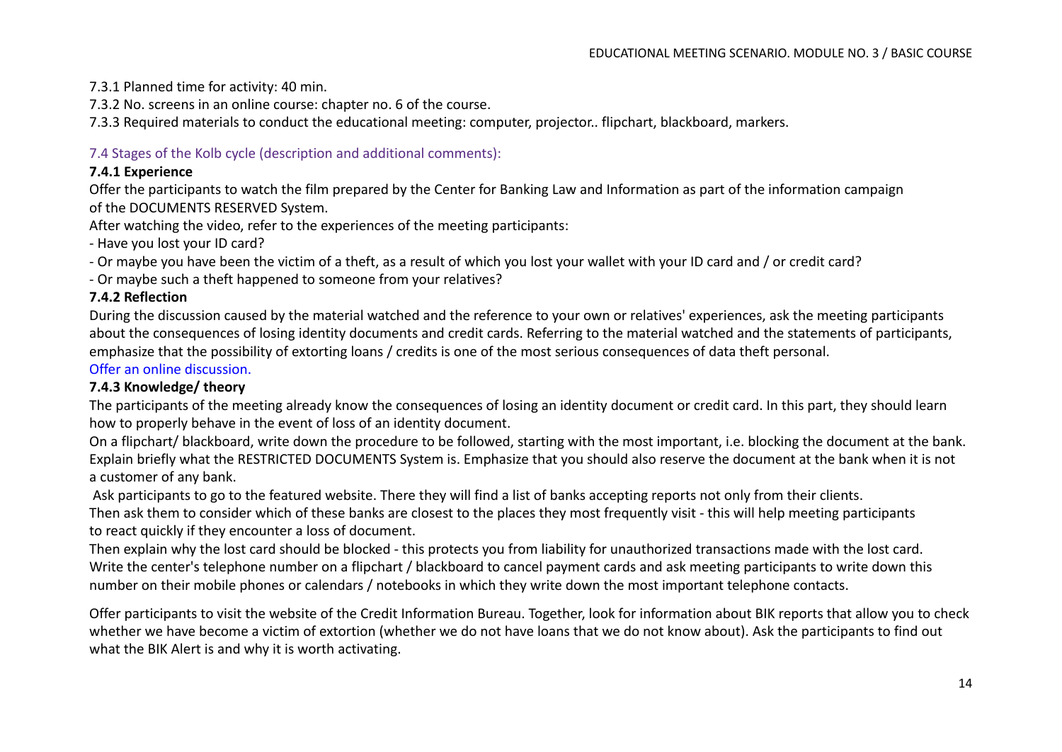7.3.1 Planned time for activity: 40 min.

7.3.2 No. screens in an online course: chapter no. 6 of the course.

7.3.3 Required materials to conduct the educational meeting: computer, projector.. flipchart, blackboard, markers.

### 7.4 Stages of the Kolb cycle (description and additional comments):

#### 7.4.1 Experience

Offer the participants to watch the film prepared by the Center for Banking Law and Information as part of the information campaign of the DOCUMENTS RESERVED System.

After watching the video, refer to the experiences of the meeting participants:

- Have you lost your ID card?
- Or maybe you have been the victim of a theft, as a result of which you lost your wallet with your ID card and / or credit card?
- Or maybe such a theft happened to someone from your relatives?

#### 7.4.2 Reflection

During the discussion caused by the material watched and the reference to your own or relatives' experiences, ask the meeting participants about the consequences of losing identity documents and credit cards. Referring to the material watched and the statements of participants, emphasize that the possibility of extorting loans / credits is one of the most serious consequences of data theft personal.

Offer an online discussion.

#### 7.4.3 Knowledge/ theory

The participants of the meeting already know the consequences of losing an identity document or credit card. In this part, they should learn how to properly behave in the event of loss of an identity document.

On a flipchart/ blackboard, write down the procedure to be followed, starting with the most important, i.e. blocking the document at the bank. Explain briefly what the RESTRICTED DOCUMENTS System is. Emphasize that you should also reserve the document at the bank when it is not a customer of any bank.

Ask participants to go to the featured website. There they will find a list of banks accepting reports not only from their clients.

Then ask them to consider which of these banks are closest to the places they most frequently visit - this will help meeting participants to react quickly if they encounter a loss of document.

Then explain why the lost card should be blocked - this protects you from liability for unauthorized transactions made with the lost card. Write the center's telephone number on a flipchart / blackboard to cancel payment cards and ask meeting participants to write down this number on their mobile phones or calendars / notebooks in which they write down the most important telephone contacts.

Offer participants to visit the website of the Credit Information Bureau. Together, look for information about BIK reports that allow you to check whether we have become a victim of extortion (whether we do not have loans that we do not know about). Ask the participants to find out what the BIK Alert is and why it is worth activating.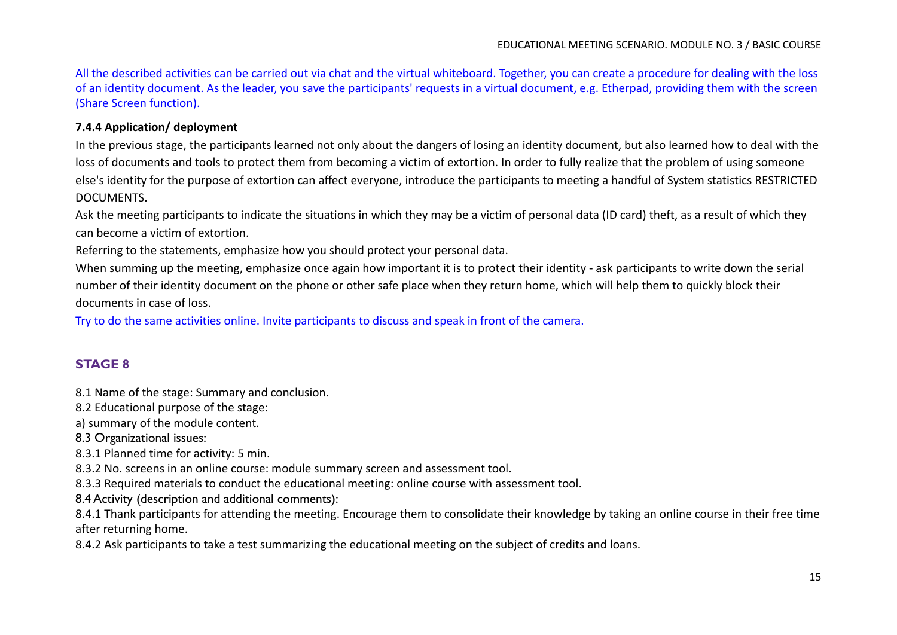All the described activities can be carried out via chat and the virtual whiteboard. Together, you can create a procedure for dealing with the loss of an identity document. As the leader, you save the participants' requests in a virtual document, e.g. Etherpad, providing them with the screen (Share Screen function).

**7.4.4 Application/ deployment**

In the previous stage, the participants learned not only about the dangers of losing an identity document, but also learned how to deal with the loss of documents and tools to protect them from becoming a victim of extortion. In order to fully realize that the problem of using someone else's identity for the purpose of extortion can affect everyone, introduce the participants to meeting a handful of System statistics RESTRICTED DOCUMENTS.

Ask the meeting participants to indicate the situations in which they may be a victim of personal data (ID card) theft, as a result of which they can become a victim of extortion.

Referring to the statements, emphasize how you should protect your personal data.

When summing up the meeting, emphasize once again how important it is to protect their identity - ask participants to write down the serial number of their identity document on the phone or other safe place when they return home, which will help them to quickly block their documents in case of loss.

Try to do the same activities online. Invite participants to discuss and speak in front of the camera.

## STAGE 8

8.1 Name of the stage: Summary and conclusion.

8.2 Educational purpose of the stage:

a) summary of the module content.

8.3 Organizational issues:

8.3.1 Planned time for activity: 5 min.

8.3.2 No. screens in an online course: module summary screen and assessment tool.

8.3.3 Required materials to conduct the educational meeting: online course with assessment tool.

8.4 Activity (description and additional comments):

8.4.1 Thank participants for attending the meeting. Encourage them to consolidate their knowledge by taking an online course in their free time after returning home.

8.4.2 Ask participants to take a test summarizing the educational meeting on the subject of credits and loans.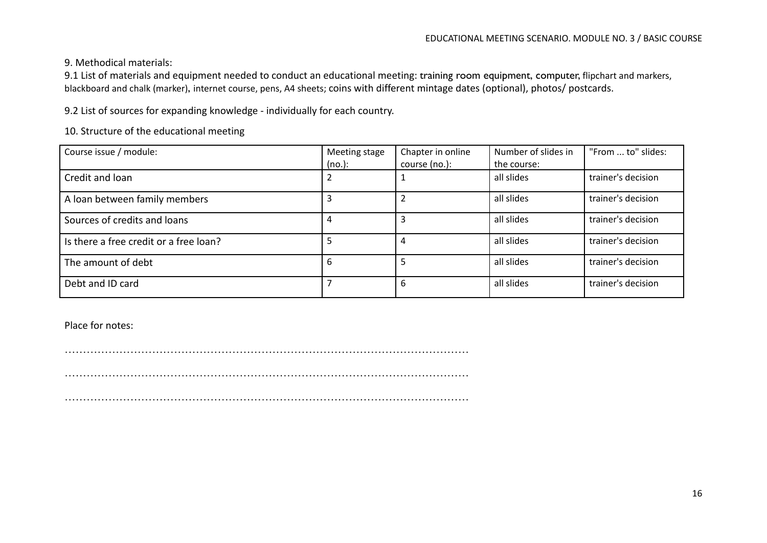9. Methodical materials:

9.1 List of materials and equipment needed to conduct an educational meeting: training room equipment, computer, flipchart and markers, blackboard and chalk (marker), internet course, pens, A4 sheets; coins with different mintage dates (optional), photos/ postcards.

9.2 List of sources for expanding knowledge - individually for each country.

10. Structure of the educational meeting

| Course issue / module: | Meeting stage (no.): | Chapter in online course (no.): | Number of slides in the course: | "From ... to" slides: |
|---|---|---|---|---|
| Credit and loan | 2 | 1 | all slides | trainer's decision |
| A loan between family members | 3 | 2 | all slides | trainer's decision |
| Sources of credits and loans | 4 | 3 | all slides | trainer's decision |
| Is there a free credit or a free loan? | 5 | 4 | all slides | trainer's decision |
| The amount of debt | 6 | 5 | all slides | trainer's decision |
| Debt and ID card | 7 | 6 | all slides | trainer's decision |

Place for notes:

……………………………………………………………………………………………………

……………………………………………………………………………………………………

……………………………………………………………………………………………………